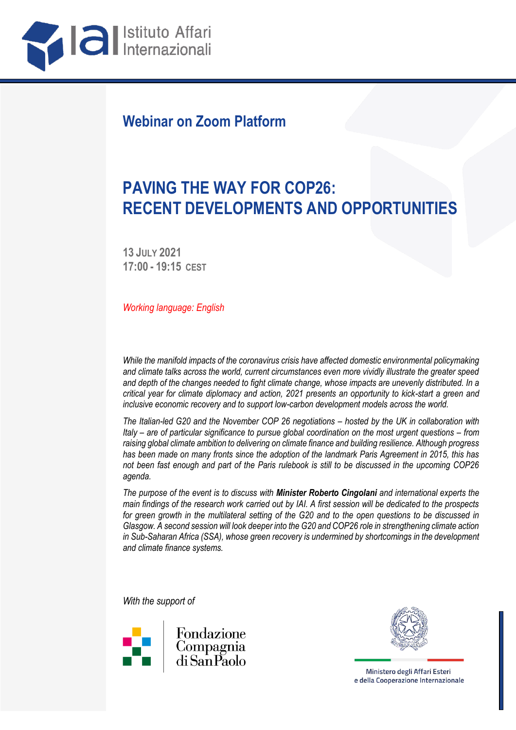Istituto Affari Internazionali

## Webinar on Zoom Platform

# PAVING THE WAY FOR COP26: RECENT DEVELOPMENTS AND OPPORTUNITIES

**13 July 2021**
**17:00 - 19:15 CEST**

*Working language: English*

*While the manifold impacts of the coronavirus crisis have affected domestic environmental policymaking and climate talks across the world, current circumstances even more vividly illustrate the greater speed and depth of the changes needed to fight climate change, whose impacts are unevenly distributed. In a critical year for climate diplomacy and action, 2021 presents an opportunity to kick-start a green and inclusive economic recovery and to support low-carbon development models across the world.*

*The Italian-led G20 and the November COP 26 negotiations – hosted by the UK in collaboration with Italy – are of particular significance to pursue global coordination on the most urgent questions – from raising global climate ambition to delivering on climate finance and building resilience. Although progress has been made on many fronts since the adoption of the landmark Paris Agreement in 2015, this has not been fast enough and part of the Paris rulebook is still to be discussed in the upcoming COP26 agenda.*

*The purpose of the event is to discuss with **Minister Roberto Cingolani** and international experts the main findings of the research work carried out by IAI. A first session will be dedicated to the prospects for green growth in the multilateral setting of the G20 and to the open questions to be discussed in Glasgow. A second session will look deeper into the G20 and COP26 role in strengthening climate action in Sub-Saharan Africa (SSA), whose green recovery is undermined by shortcomings in the development and climate finance systems.*

*With the support of*

Fondazione Compagnia di San Paolo

Ministero degli Affari Esteri e della Cooperazione Internazionale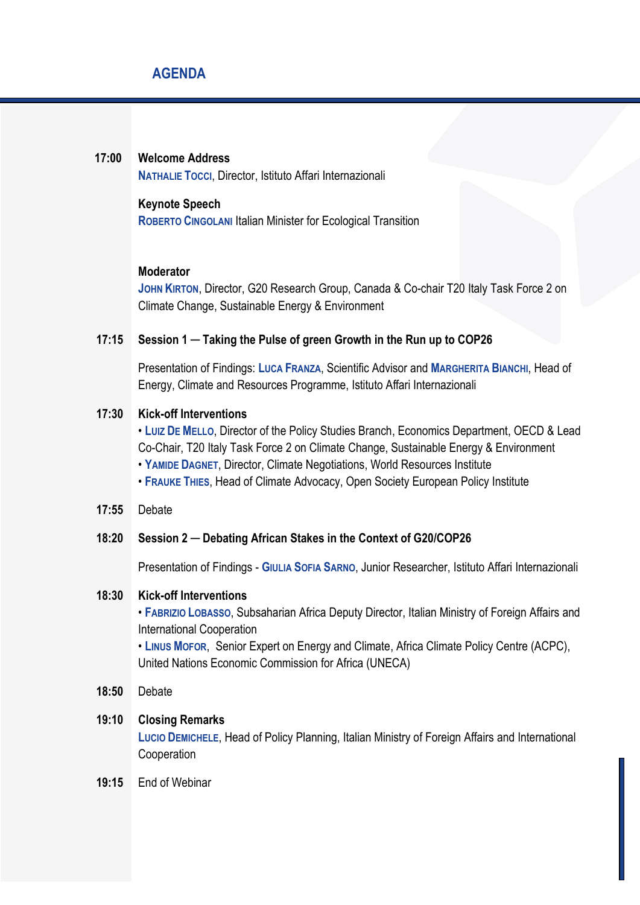## AGENDA

**17:00** **Welcome Address**
Nathalie Tocci, Director, Istituto Affari Internazionali

**Keynote Speech**
Roberto Cingolani Italian Minister for Ecological Transition

**Moderator**
John Kirton, Director, G20 Research Group, Canada & Co-chair T20 Italy Task Force 2 on Climate Change, Sustainable Energy & Environment

**17:15** **Session 1 — Taking the Pulse of green Growth in the Run up to COP26**

Presentation of Findings: Luca Franza, Scientific Advisor and Margherita Bianchi, Head of Energy, Climate and Resources Programme, Istituto Affari Internazionali

**17:30** **Kick-off Interventions**

- Luiz De Mello, Director of the Policy Studies Branch, Economics Department, OECD & Lead Co-Chair, T20 Italy Task Force 2 on Climate Change, Sustainable Energy & Environment
- Yamide Dagnet, Director, Climate Negotiations, World Resources Institute
- Frauke Thies, Head of Climate Advocacy, Open Society European Policy Institute

**17:55** Debate

**18:20** **Session 2 — Debating African Stakes in the Context of G20/COP26**

Presentation of Findings - Giulia Sofia Sarno, Junior Researcher, Istituto Affari Internazionali

**18:30** **Kick-off Interventions**

- Fabrizio Lobasso, Subsaharian Africa Deputy Director, Italian Ministry of Foreign Affairs and International Cooperation
- Linus Mofor, Senior Expert on Energy and Climate, Africa Climate Policy Centre (ACPC), United Nations Economic Commission for Africa (UNECA)

**18:50** Debate

**19:10** **Closing Remarks**
Lucio Demichele, Head of Policy Planning, Italian Ministry of Foreign Affairs and International Cooperation

**19:15** End of Webinar